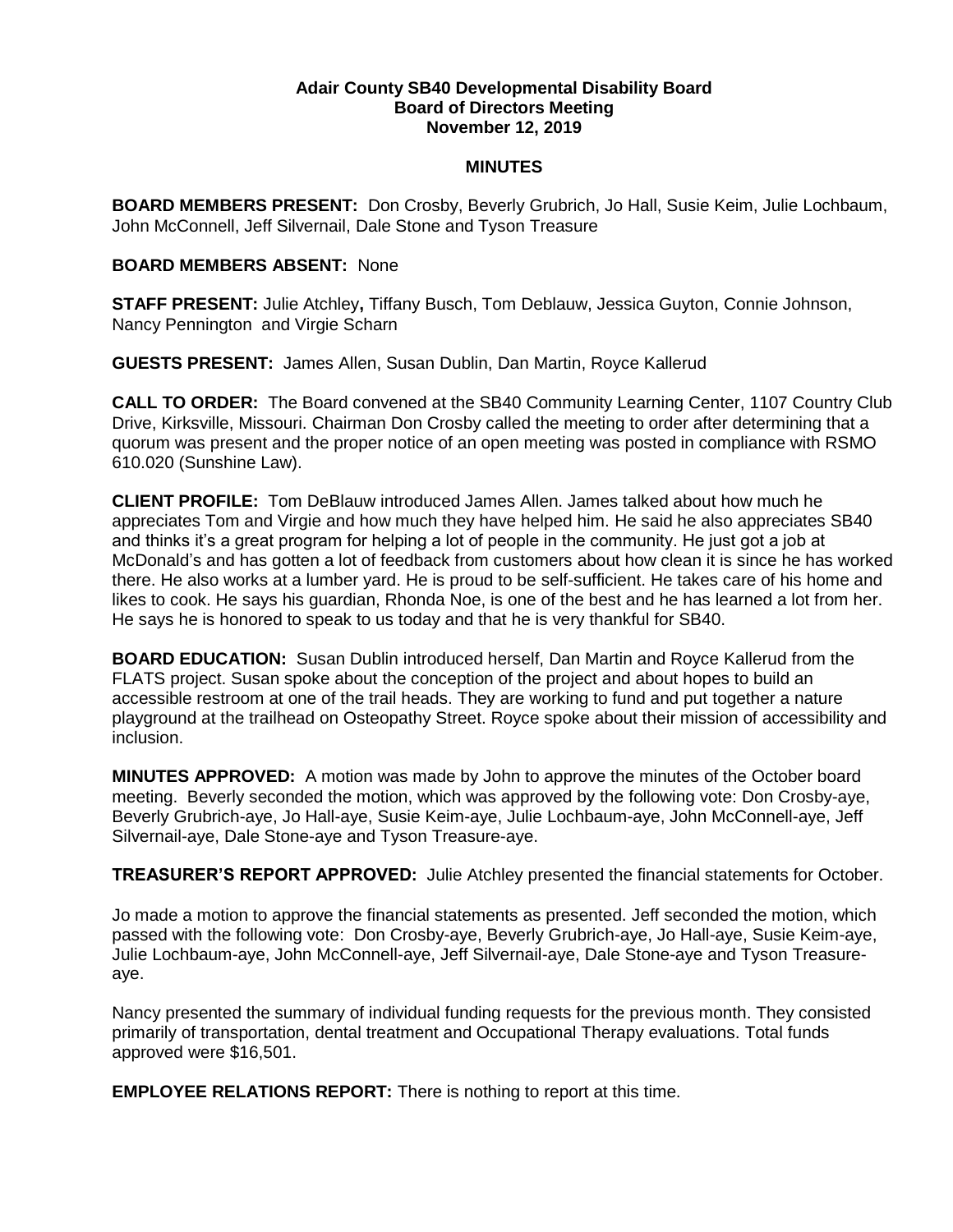**Adair County SB40 Developmental Disability Board**
**Board of Directors Meeting**
**November 12, 2019**

**MINUTES**

**BOARD MEMBERS PRESENT:** Don Crosby, Beverly Grubrich, Jo Hall, Susie Keim, Julie Lochbaum, John McConnell, Jeff Silvernail, Dale Stone and Tyson Treasure

**BOARD MEMBERS ABSENT:** None

**STAFF PRESENT:** Julie Atchley**,** Tiffany Busch, Tom Deblauw, Jessica Guyton, Connie Johnson, Nancy Pennington and Virgie Scharn

**GUESTS PRESENT:** James Allen, Susan Dublin, Dan Martin, Royce Kallerud

**CALL TO ORDER:** The Board convened at the SB40 Community Learning Center, 1107 Country Club Drive, Kirksville, Missouri. Chairman Don Crosby called the meeting to order after determining that a quorum was present and the proper notice of an open meeting was posted in compliance with RSMO 610.020 (Sunshine Law).

**CLIENT PROFILE:** Tom DeBlauw introduced James Allen. James talked about how much he appreciates Tom and Virgie and how much they have helped him. He said he also appreciates SB40 and thinks it's a great program for helping a lot of people in the community. He just got a job at McDonald's and has gotten a lot of feedback from customers about how clean it is since he has worked there. He also works at a lumber yard. He is proud to be self-sufficient. He takes care of his home and likes to cook. He says his guardian, Rhonda Noe, is one of the best and he has learned a lot from her. He says he is honored to speak to us today and that he is very thankful for SB40.

**BOARD EDUCATION:** Susan Dublin introduced herself, Dan Martin and Royce Kallerud from the FLATS project. Susan spoke about the conception of the project and about hopes to build an accessible restroom at one of the trail heads. They are working to fund and put together a nature playground at the trailhead on Osteopathy Street. Royce spoke about their mission of accessibility and inclusion.

**MINUTES APPROVED:** A motion was made by John to approve the minutes of the October board meeting. Beverly seconded the motion, which was approved by the following vote: Don Crosby-aye, Beverly Grubrich-aye, Jo Hall-aye, Susie Keim-aye, Julie Lochbaum-aye, John McConnell-aye, Jeff Silvernail-aye, Dale Stone-aye and Tyson Treasure-aye.

**TREASURER'S REPORT APPROVED:** Julie Atchley presented the financial statements for October.

Jo made a motion to approve the financial statements as presented. Jeff seconded the motion, which passed with the following vote: Don Crosby-aye, Beverly Grubrich-aye, Jo Hall-aye, Susie Keim-aye, Julie Lochbaum-aye, John McConnell-aye, Jeff Silvernail-aye, Dale Stone-aye and Tyson Treasure-aye.

Nancy presented the summary of individual funding requests for the previous month. They consisted primarily of transportation, dental treatment and Occupational Therapy evaluations. Total funds approved were $16,501.

**EMPLOYEE RELATIONS REPORT:** There is nothing to report at this time.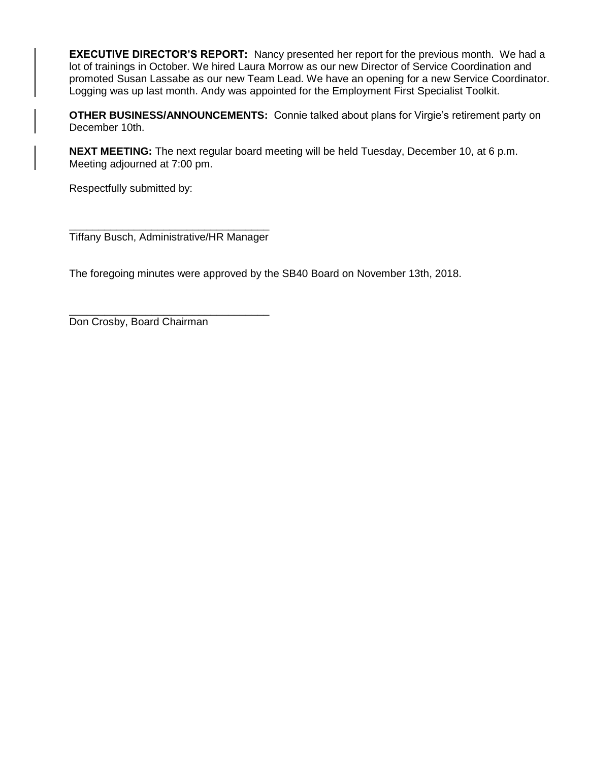**EXECUTIVE DIRECTOR'S REPORT:** Nancy presented her report for the previous month. We had a lot of trainings in October. We hired Laura Morrow as our new Director of Service Coordination and promoted Susan Lassabe as our new Team Lead. We have an opening for a new Service Coordinator. Logging was up last month. Andy was appointed for the Employment First Specialist Toolkit.

**OTHER BUSINESS/ANNOUNCEMENTS:** Connie talked about plans for Virgie's retirement party on December 10th.

**NEXT MEETING:** The next regular board meeting will be held Tuesday, December 10, at 6 p.m. Meeting adjourned at 7:00 pm.

Respectfully submitted by:

___________________________________
Tiffany Busch, Administrative/HR Manager

The foregoing minutes were approved by the SB40 Board on November 13th, 2018.

___________________________________
Don Crosby, Board Chairman